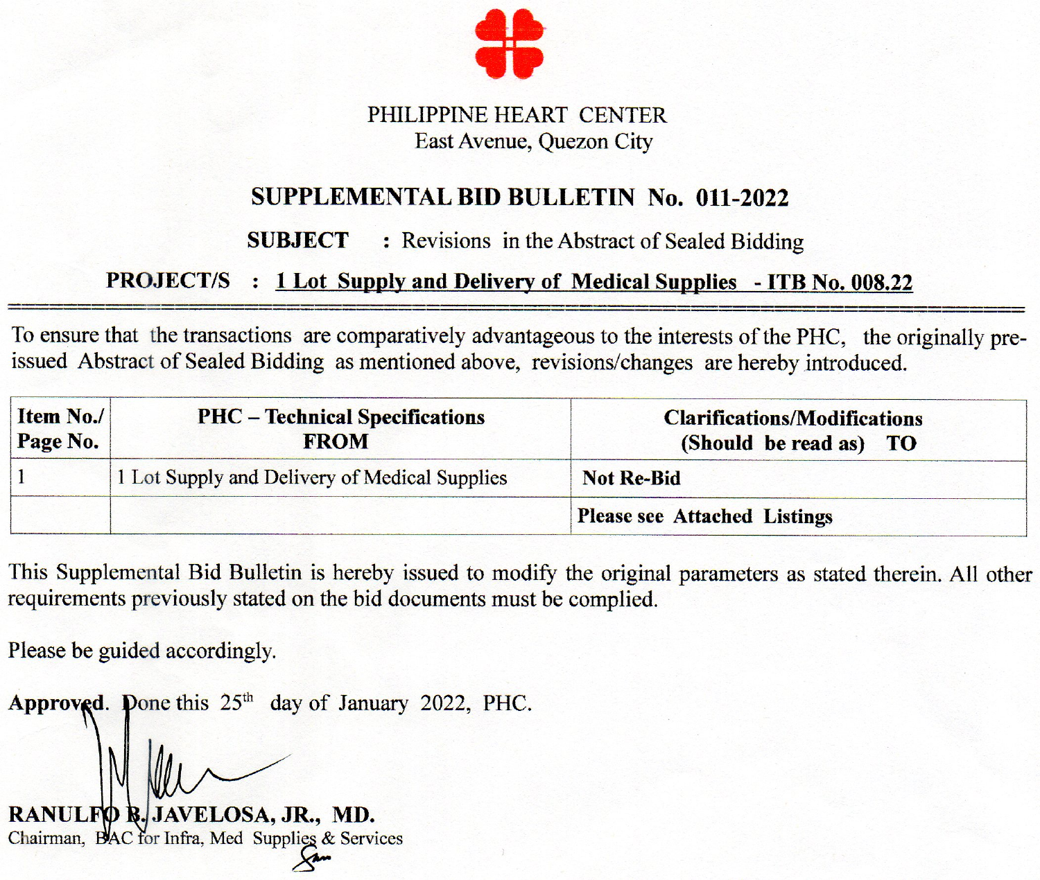PHILIPPINE HEART CENTER
East Avenue, Quezon City

## SUPPLEMENTAL BID BULLETIN No. 011-2022

**SUBJECT** : Revisions in the Abstract of Sealed Bidding

**PROJECT/S** : **1 Lot Supply and Delivery of Medical Supplies - ITB No. 008.22**

To ensure that the transactions are comparatively advantageous to the interests of the PHC, the originally pre-issued Abstract of Sealed Bidding as mentioned above, revisions/changes are hereby introduced.

| Item No./ Page No. | PHC – Technical Specifications FROM | Clarifications/Modifications (Should be read as) TO |
|---|---|---|
| 1 | 1 Lot Supply and Delivery of Medical Supplies | **Not Re-Bid** |
| | | **Please see Attached Listings** |

This Supplemental Bid Bulletin is hereby issued to modify the original parameters as stated therein. All other requirements previously stated on the bid documents must be complied.

Please be guided accordingly.

**Approved**. Done this 25th day of January 2022, PHC.

**RANULFO B. JAVELOSA, JR., MD.**
Chairman, BAC for Infra, Med Supplies & Services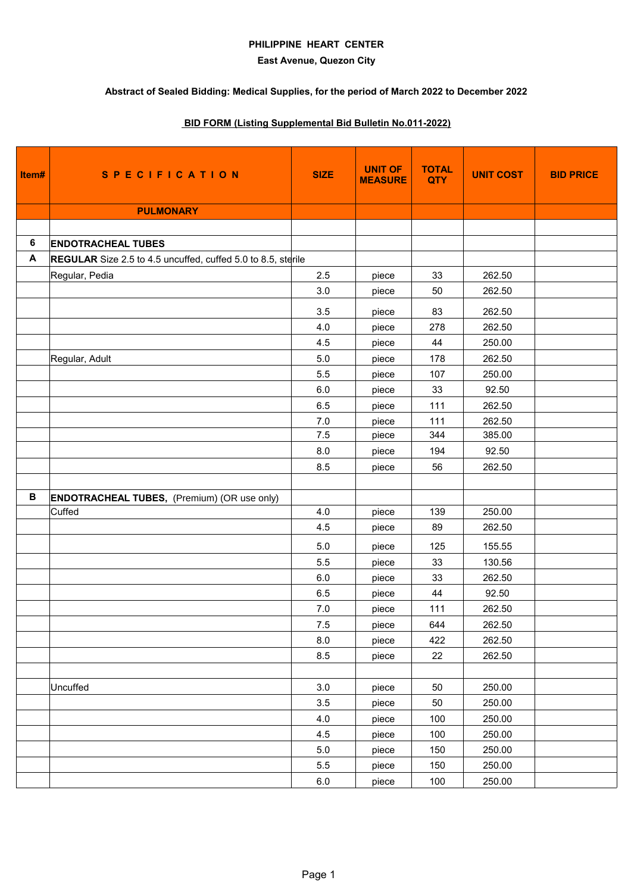**PHILIPPINE HEART CENTER**

**East Avenue, Quezon City**

**Abstract of Sealed Bidding: Medical Supplies, for the period of March 2022 to December 2022**

**BID FORM (Listing Supplemental Bid Bulletin No.011-2022)**

| Item# | SPECIFICATION | SIZE | UNIT OF MEASURE | TOTAL QTY | UNIT COST | BID PRICE |
|---|---|---|---|---|---|---|
| | **PULMONARY** | | | | | |
| | | | | | | |
| **6** | **ENDOTRACHEAL TUBES** | | | | | |
| **A** | **REGULAR** Size 2.5 to 4.5 uncuffed, cuffed 5.0 to 8.5, sterile | | | | | |
| | Regular, Pedia | 2.5 | piece | 33 | 262.50 | |
| | | 3.0 | piece | 50 | 262.50 | |
| | | 3.5 | piece | 83 | 262.50 | |
| | | 4.0 | piece | 278 | 262.50 | |
| | | 4.5 | piece | 44 | 250.00 | |
| | Regular, Adult | 5.0 | piece | 178 | 262.50 | |
| | | 5.5 | piece | 107 | 250.00 | |
| | | 6.0 | piece | 33 | 92.50 | |
| | | 6.5 | piece | 111 | 262.50 | |
| | | 7.0 | piece | 111 | 262.50 | |
| | | 7.5 | piece | 344 | 385.00 | |
| | | 8.0 | piece | 194 | 92.50 | |
| | | 8.5 | piece | 56 | 262.50 | |
| | | | | | | |
| **B** | **ENDOTRACHEAL TUBES,** (Premium) (OR use only) | | | | | |
| | Cuffed | 4.0 | piece | 139 | 250.00 | |
| | | 4.5 | piece | 89 | 262.50 | |
| | | 5.0 | piece | 125 | 155.55 | |
| | | 5.5 | piece | 33 | 130.56 | |
| | | 6.0 | piece | 33 | 262.50 | |
| | | 6.5 | piece | 44 | 92.50 | |
| | | 7.0 | piece | 111 | 262.50 | |
| | | 7.5 | piece | 644 | 262.50 | |
| | | 8.0 | piece | 422 | 262.50 | |
| | | 8.5 | piece | 22 | 262.50 | |
| | | | | | | |
| | Uncuffed | 3.0 | piece | 50 | 250.00 | |
| | | 3.5 | piece | 50 | 250.00 | |
| | | 4.0 | piece | 100 | 250.00 | |
| | | 4.5 | piece | 100 | 250.00 | |
| | | 5.0 | piece | 150 | 250.00 | |
| | | 5.5 | piece | 150 | 250.00 | |
| | | 6.0 | piece | 100 | 250.00 | |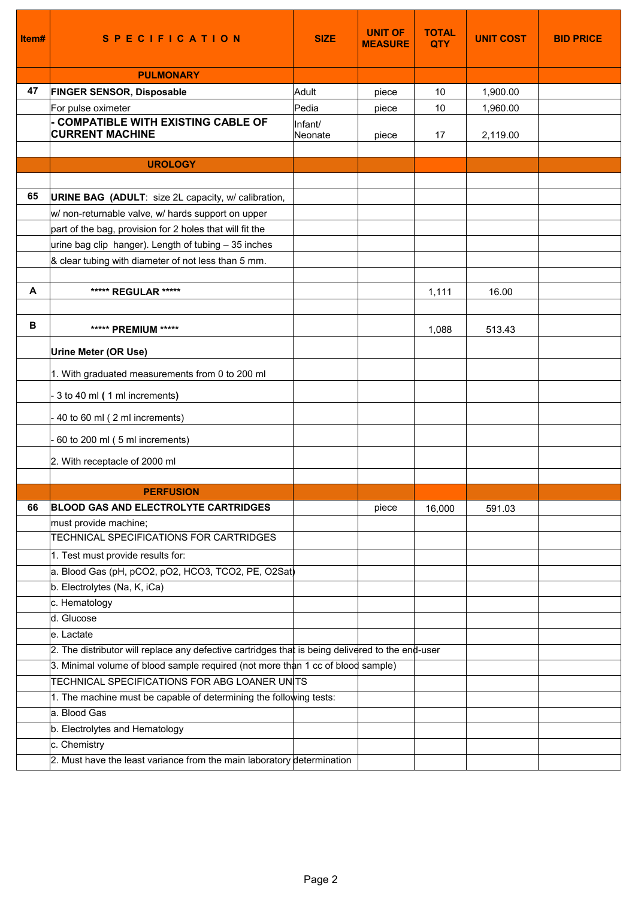| Item# | SPECIFICATION | SIZE | UNIT OF MEASURE | TOTAL QTY | UNIT COST | BID PRICE |
|---|---|---|---|---|---|---|
| | **PULMONARY** | | | | | |
| **47** | **FINGER SENSOR, Disposable** | Adult | piece | 10 | 1,900.00 | |
| | For pulse oximeter | Pedia | piece | 10 | 1,960.00 | |
| | **- COMPATIBLE WITH EXISTING CABLE OF CURRENT MACHINE** | Infant/ Neonate | piece | 17 | 2,119.00 | |
| | | | | | | |
| | **UROLOGY** | | | | | |
| | | | | | | |
| **65** | **URINE BAG (ADULT**: size 2L capacity, w/ calibration, | | | | | |
| | w/ non-returnable valve, w/ hards support on upper | | | | | |
| | part of the bag, provision for 2 holes that will fit the | | | | | |
| | urine bag clip hanger). Length of tubing – 35 inches | | | | | |
| | & clear tubing with diameter of not less than 5 mm. | | | | | |
| | | | | | | |
| **A** | **\*\*\*\*\* REGULAR \*\*\*\*\*** | | | 1,111 | 16.00 | |
| | | | | | | |
| **B** | **\*\*\*\*\* PREMIUM \*\*\*\*\*** | | | 1,088 | 513.43 | |
| | **Urine Meter (OR Use)** | | | | | |
| | 1. With graduated measurements from 0 to 200 ml | | | | | |
| | - 3 to 40 ml **(** 1 ml increments**)** | | | | | |
| | - 40 to 60 ml ( 2 ml increments) | | | | | |
| | - 60 to 200 ml ( 5 ml increments) | | | | | |
| | 2. With receptacle of 2000 ml | | | | | |
| | | | | | | |
| | **PERFUSION** | | | | | |
| **66** | **BLOOD GAS AND ELECTROLYTE CARTRIDGES** | | piece | 16,000 | 591.03 | |
| | must provide machine; | | | | | |
| | TECHNICAL SPECIFICATIONS FOR CARTRIDGES | | | | | |
| | 1. Test must provide results for: | | | | | |
| | a. Blood Gas (pH, pCO2, pO2, HCO3, TCO2, PE, O2Sat) | | | | | |
| | b. Electrolytes (Na, K, iCa) | | | | | |
| | c. Hematology | | | | | |
| | d. Glucose | | | | | |
| | e. Lactate | | | | | |
| | 2. The distributor will replace any defective cartridges that is being delivered to the end-user | | | | | |
| | 3. Minimal volume of blood sample required (not more than 1 cc of blood sample) | | | | | |
| | TECHNICAL SPECIFICATIONS FOR ABG LOANER UNITS | | | | | |
| | 1. The machine must be capable of determining the following tests: | | | | | |
| | a. Blood Gas | | | | | |
| | b. Electrolytes and Hematology | | | | | |
| | c. Chemistry | | | | | |
| | 2. Must have the least variance from the main laboratory determination | | | | | |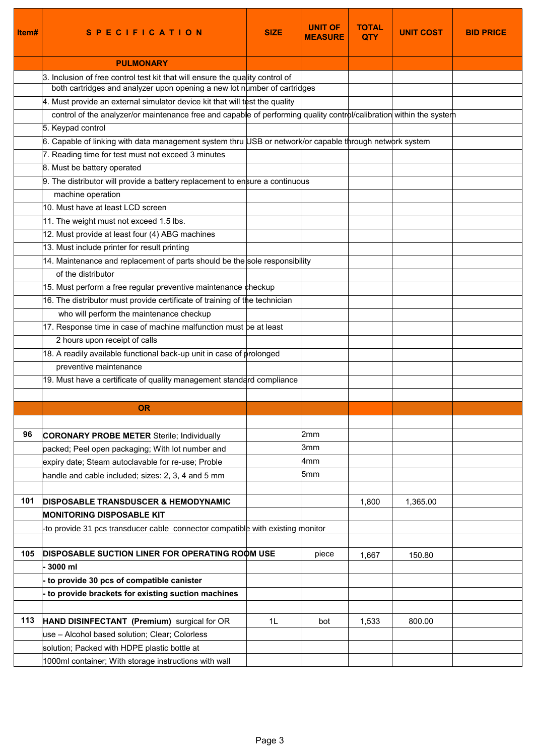| Item# | SPECIFICATION | SIZE | UNIT OF MEASURE | TOTAL QTY | UNIT COST | BID PRICE |
|---|---|---|---|---|---|---|
| | **PULMONARY** | | | | | |
| | 3. Inclusion of free control test kit that will ensure the quality control of | | | | | |
| | both cartridges and analyzer upon opening a new lot number of cartridges | | | | | |
| | 4. Must provide an external simulator device kit that will test the quality | | | | | |
| | control of the analyzer/or maintenance free and capable of performing quality control/calibration within the system | | | | | |
| | 5. Keypad control | | | | | |
| | 6. Capable of linking with data management system thru USB or network/or capable through network system | | | | | |
| | 7. Reading time for test must not exceed 3 minutes | | | | | |
| | 8. Must be battery operated | | | | | |
| | 9. The distributor will provide a battery replacement to ensure a continuous | | | | | |
| | machine operation | | | | | |
| | 10. Must have at least LCD screen | | | | | |
| | 11. The weight must not exceed 1.5 lbs. | | | | | |
| | 12. Must provide at least four (4) ABG machines | | | | | |
| | 13. Must include printer for result printing | | | | | |
| | 14. Maintenance and replacement of parts should be the sole responsibility | | | | | |
| | of the distributor | | | | | |
| | 15. Must perform a free regular preventive maintenance checkup | | | | | |
| | 16. The distributor must provide certificate of training of the technician | | | | | |
| | who will perform the maintenance checkup | | | | | |
| | 17. Response time in case of machine malfunction must be at least | | | | | |
| | 2 hours upon receipt of calls | | | | | |
| | 18. A readily available functional back-up unit in case of prolonged | | | | | |
| | preventive maintenance | | | | | |
| | 19. Must have a certificate of quality management standard compliance | | | | | |
| | | | | | | |
| | **OR** | | | | | |
| | | | | | | |
| 96 | **CORONARY PROBE METER** Sterile; Individually | | 2mm | | | |
| | packed; Peel open packaging; With lot number and | | 3mm | | | |
| | expiry date; Steam autoclavable for re-use; Proble | | 4mm | | | |
| | handle and cable included; sizes: 2, 3, 4 and 5 mm | | 5mm | | | |
| | | | | | | |
| 101 | **DISPOSABLE TRANSDUCER & HEMODYNAMIC** | | | 1,800 | 1,365.00 | |
| | **MONITORING DISPOSABLE KIT** | | | | | |
| | -to provide 31 pcs transducer cable connector compatible with existing monitor | | | | | |
| | | | | | | |
| 105 | **DISPOSABLE SUCTION LINER FOR OPERATING ROOM USE** | | piece | 1,667 | 150.80 | |
| | **- 3000 ml** | | | | | |
| | **- to provide 30 pcs of compatible canister** | | | | | |
| | **- to provide brackets for existing suction machines** | | | | | |
| | | | | | | |
| 113 | **HAND DISINFECTANT (Premium)** surgical for OR | 1L | bot | 1,533 | 800.00 | |
| | use – Alcohol based solution; Clear; Colorless | | | | | |
| | solution; Packed with HDPE plastic bottle at | | | | | |
| | 1000ml container; With storage instructions with wall | | | | | |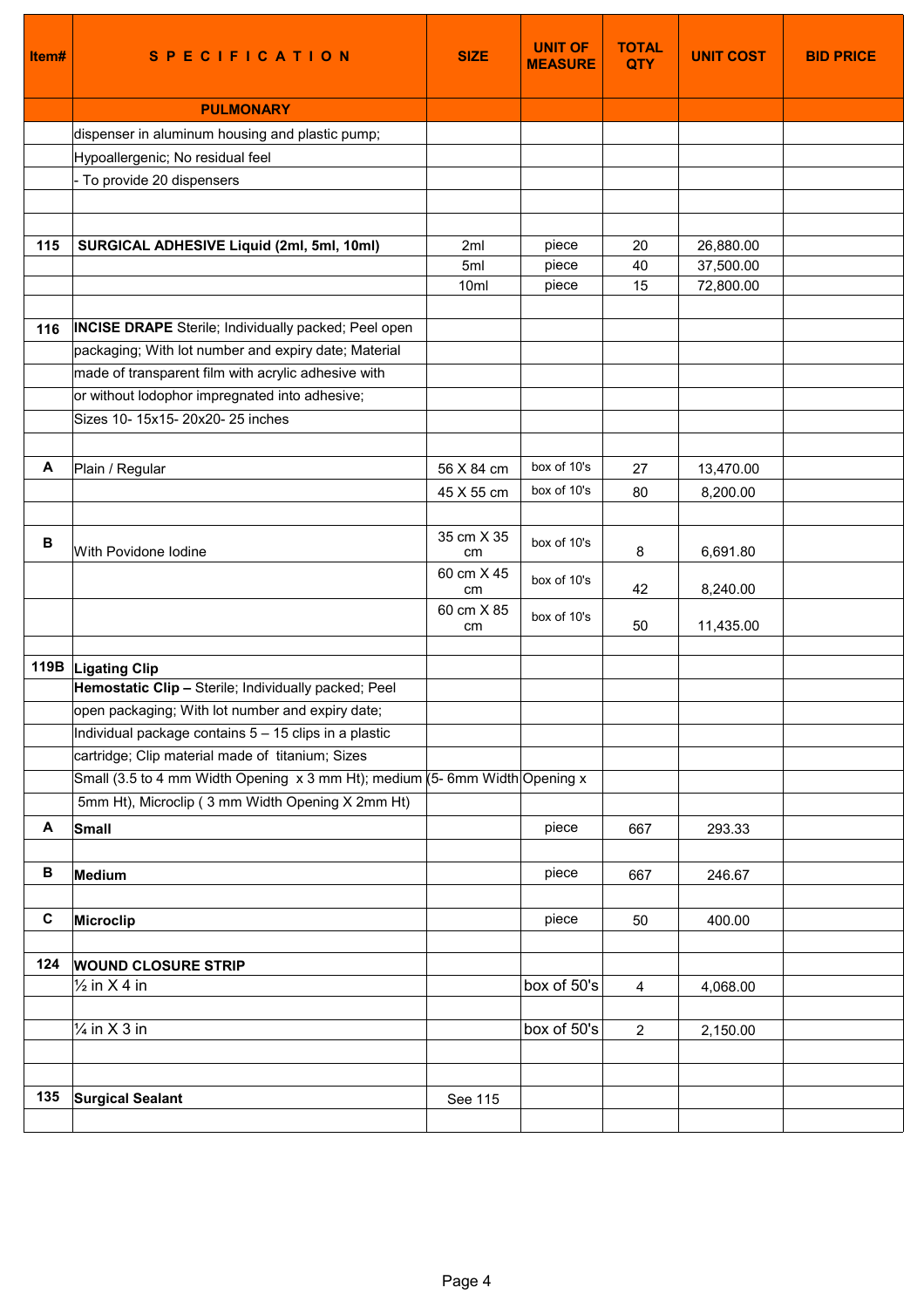| Item# | SPECIFICATION | SIZE | UNIT OF MEASURE | TOTAL QTY | UNIT COST | BID PRICE |
|---|---|---|---|---|---|---|
| | **PULMONARY** | | | | | |
| | dispenser in aluminum housing and plastic pump; | | | | | |
| | Hypoallergenic; No residual feel | | | | | |
| | - To provide 20 dispensers | | | | | |
| | | | | | | |
| | | | | | | |
| **115** | **SURGICAL ADHESIVE Liquid (2ml, 5ml, 10ml)** | 2ml | piece | 20 | 26,880.00 | |
| | | 5ml | piece | 40 | 37,500.00 | |
| | | 10ml | piece | 15 | 72,800.00 | |
| | | | | | | |
| **116** | **INCISE DRAPE** Sterile; Individually packed; Peel open | | | | | |
| | packaging; With lot number and expiry date; Material | | | | | |
| | made of transparent film with acrylic adhesive with | | | | | |
| | or without Iodophor impregnated into adhesive; | | | | | |
| | Sizes 10- 15x15- 20x20- 25 inches | | | | | |
| | | | | | | |
| **A** | Plain / Regular | 56 X 84 cm | box of 10's | 27 | 13,470.00 | |
| | | 45 X 55 cm | box of 10's | 80 | 8,200.00 | |
| | | | | | | |
| **B** | With Povidone Iodine | 35 cm X 35 cm | box of 10's | 8 | 6,691.80 | |
| | | 60 cm X 45 cm | box of 10's | 42 | 8,240.00 | |
| | | 60 cm X 85 cm | box of 10's | 50 | 11,435.00 | |
| | | | | | | |
| **119B** | **Ligating Clip** | | | | | |
| | **Hemostatic Clip –** Sterile; Individually packed; Peel | | | | | |
| | open packaging; With lot number and expiry date; | | | | | |
| | Individual package contains 5 – 15 clips in a plastic | | | | | |
| | cartridge; Clip material made of titanium; Sizes | | | | | |
| | Small (3.5 to 4 mm Width Opening x 3 mm Ht); medium (5- 6mm Width Opening x | | | | | |
| | 5mm Ht), Microclip ( 3 mm Width Opening X 2mm Ht) | | | | | |
| **A** | **Small** | | piece | 667 | 293.33 | |
| | | | | | | |
| **B** | **Medium** | | piece | 667 | 246.67 | |
| | | | | | | |
| **C** | **Microclip** | | piece | 50 | 400.00 | |
| | | | | | | |
| **124** | **WOUND CLOSURE STRIP** | | | | | |
| | ½ in X 4 in | | box of 50's | 4 | 4,068.00 | |
| | | | | | | |
| | ¼ in X 3 in | | box of 50's | 2 | 2,150.00 | |
| | | | | | | |
| | | | | | | |
| **135** | **Surgical Sealant** | See 115 | | | | |
| | | | | | | |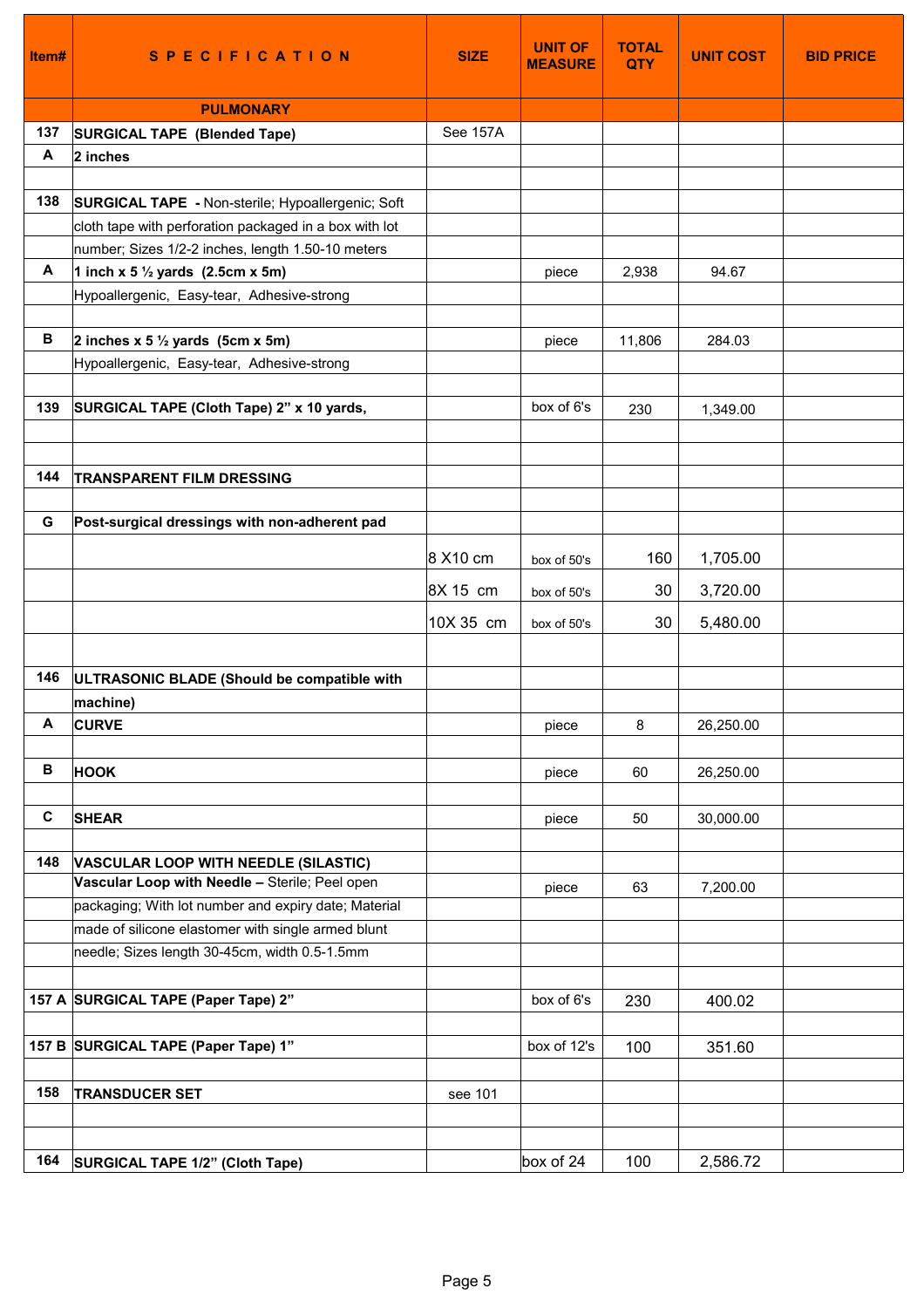| Item# | SPECIFICATION | SIZE | UNIT OF MEASURE | TOTAL QTY | UNIT COST | BID PRICE |
|---|---|---|---|---|---|---|
| | **PULMONARY** | | | | | |
| 137 | **SURGICAL TAPE (Blended Tape)** | See 157A | | | | |
| A | **2 inches** | | | | | |
| | | | | | | |
| 138 | **SURGICAL TAPE** - Non-sterile; Hypoallergenic; Soft | | | | | |
| | cloth tape with perforation packaged in a box with lot | | | | | |
| | number; Sizes 1/2-2 inches, length 1.50-10 meters | | | | | |
| A | **1 inch x 5 ½ yards (2.5cm x 5m)** | | piece | 2,938 | 94.67 | |
| | Hypoallergenic, Easy-tear, Adhesive-strong | | | | | |
| | | | | | | |
| B | **2 inches x 5 ½ yards (5cm x 5m)** | | piece | 11,806 | 284.03 | |
| | Hypoallergenic, Easy-tear, Adhesive-strong | | | | | |
| | | | | | | |
| 139 | **SURGICAL TAPE (Cloth Tape) 2" x 10 yards,** | | box of 6's | 230 | 1,349.00 | |
| | | | | | | |
| | | | | | | |
| 144 | **TRANSPARENT FILM DRESSING** | | | | | |
| | | | | | | |
| G | **Post-surgical dressings with non-adherent pad** | | | | | |
| | | 8 X10 cm | box of 50's | 160 | 1,705.00 | |
| | | 8X 15 cm | box of 50's | 30 | 3,720.00 | |
| | | 10X 35 cm | box of 50's | 30 | 5,480.00 | |
| | | | | | | |
| 146 | **ULTRASONIC BLADE (Should be compatible with** | | | | | |
| | **machine)** | | | | | |
| A | **CURVE** | | piece | 8 | 26,250.00 | |
| | | | | | | |
| B | **HOOK** | | piece | 60 | 26,250.00 | |
| | | | | | | |
| C | **SHEAR** | | piece | 50 | 30,000.00 | |
| | | | | | | |
| 148 | **VASCULAR LOOP WITH NEEDLE (SILASTIC)** | | | | | |
| | **Vascular Loop with Needle –** Sterile; Peel open | | piece | 63 | 7,200.00 | |
| | packaging; With lot number and expiry date; Material | | | | | |
| | made of silicone elastomer with single armed blunt | | | | | |
| | needle; Sizes length 30-45cm, width 0.5-1.5mm | | | | | |
| | | | | | | |
| 157 A | **SURGICAL TAPE (Paper Tape) 2"** | | box of 6's | 230 | 400.02 | |
| | | | | | | |
| 157 B | **SURGICAL TAPE (Paper Tape) 1"** | | box of 12's | 100 | 351.60 | |
| | | | | | | |
| 158 | **TRANSDUCER SET** | see 101 | | | | |
| | | | | | | |
| | | | | | | |
| 164 | **SURGICAL TAPE 1/2" (Cloth Tape)** | | box of 24 | 100 | 2,586.72 | |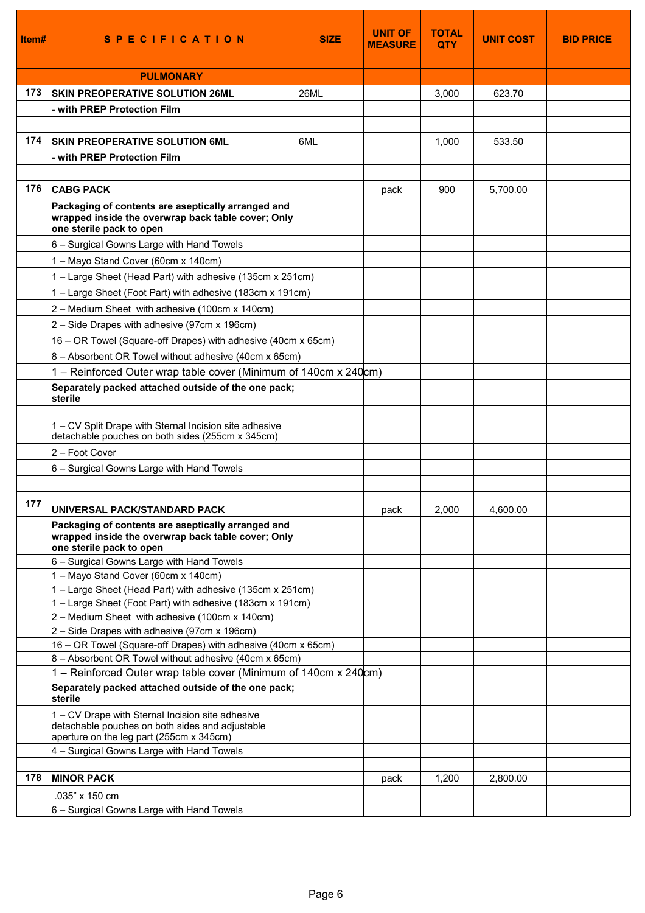| Item# | SPECIFICATION | SIZE | UNIT OF MEASURE | TOTAL QTY | UNIT COST | BID PRICE |
|---|---|---|---|---|---|---|
| | **PULMONARY** | | | | | |
| 173 | **SKIN PREOPERATIVE SOLUTION 26ML** | 26ML | | 3,000 | 623.70 | |
| | **- with PREP Protection Film** | | | | | |
| | | | | | | |
| 174 | **SKIN PREOPERATIVE SOLUTION 6ML** | 6ML | | 1,000 | 533.50 | |
| | **- with PREP Protection Film** | | | | | |
| | | | | | | |
| 176 | **CABG PACK** | | pack | 900 | 5,700.00 | |
| | **Packaging of contents are aseptically arranged and wrapped inside the overwrap back table cover; Only one sterile pack to open** | | | | | |
| | 6 – Surgical Gowns Large with Hand Towels | | | | | |
| | 1 – Mayo Stand Cover (60cm x 140cm) | | | | | |
| | 1 – Large Sheet (Head Part) with adhesive (135cm x 251cm) | | | | | |
| | 1 – Large Sheet (Foot Part) with adhesive (183cm x 191cm) | | | | | |
| | 2 – Medium Sheet with adhesive (100cm x 140cm) | | | | | |
| | 2 – Side Drapes with adhesive (97cm x 196cm) | | | | | |
| | 16 – OR Towel (Square-off Drapes) with adhesive (40cm x 65cm) | | | | | |
| | 8 – Absorbent OR Towel without adhesive (40cm x 65cm) | | | | | |
| | 1 – Reinforced Outer wrap table cover (Minimum of 140cm x 240cm) | | | | | |
| | **Separately packed attached outside of the one pack; sterile** | | | | | |
| | 1 – CV Split Drape with Sternal Incision site adhesive detachable pouches on both sides (255cm x 345cm) | | | | | |
| | 2 – Foot Cover | | | | | |
| | 6 – Surgical Gowns Large with Hand Towels | | | | | |
| | | | | | | |
| 177 | **UNIVERSAL PACK/STANDARD PACK** | | pack | 2,000 | 4,600.00 | |
| | **Packaging of contents are aseptically arranged and wrapped inside the overwrap back table cover; Only one sterile pack to open** | | | | | |
| | 6 – Surgical Gowns Large with Hand Towels | | | | | |
| | 1 – Mayo Stand Cover (60cm x 140cm) | | | | | |
| | 1 – Large Sheet (Head Part) with adhesive (135cm x 251cm) | | | | | |
| | 1 – Large Sheet (Foot Part) with adhesive (183cm x 191cm) | | | | | |
| | 2 – Medium Sheet with adhesive (100cm x 140cm) | | | | | |
| | 2 – Side Drapes with adhesive (97cm x 196cm) | | | | | |
| | 16 – OR Towel (Square-off Drapes) with adhesive (40cm x 65cm) | | | | | |
| | 8 – Absorbent OR Towel without adhesive (40cm x 65cm) | | | | | |
| | 1 – Reinforced Outer wrap table cover (Minimum of 140cm x 240cm) | | | | | |
| | **Separately packed attached outside of the one pack; sterile** | | | | | |
| | 1 – CV Drape with Sternal Incision site adhesive detachable pouches on both sides and adjustable aperture on the leg part (255cm x 345cm) | | | | | |
| | 4 – Surgical Gowns Large with Hand Towels | | | | | |
| | | | | | | |
| 178 | **MINOR PACK** | | pack | 1,200 | 2,800.00 | |
| | .035" x 150 cm | | | | | |
| | 6 – Surgical Gowns Large with Hand Towels | | | | | |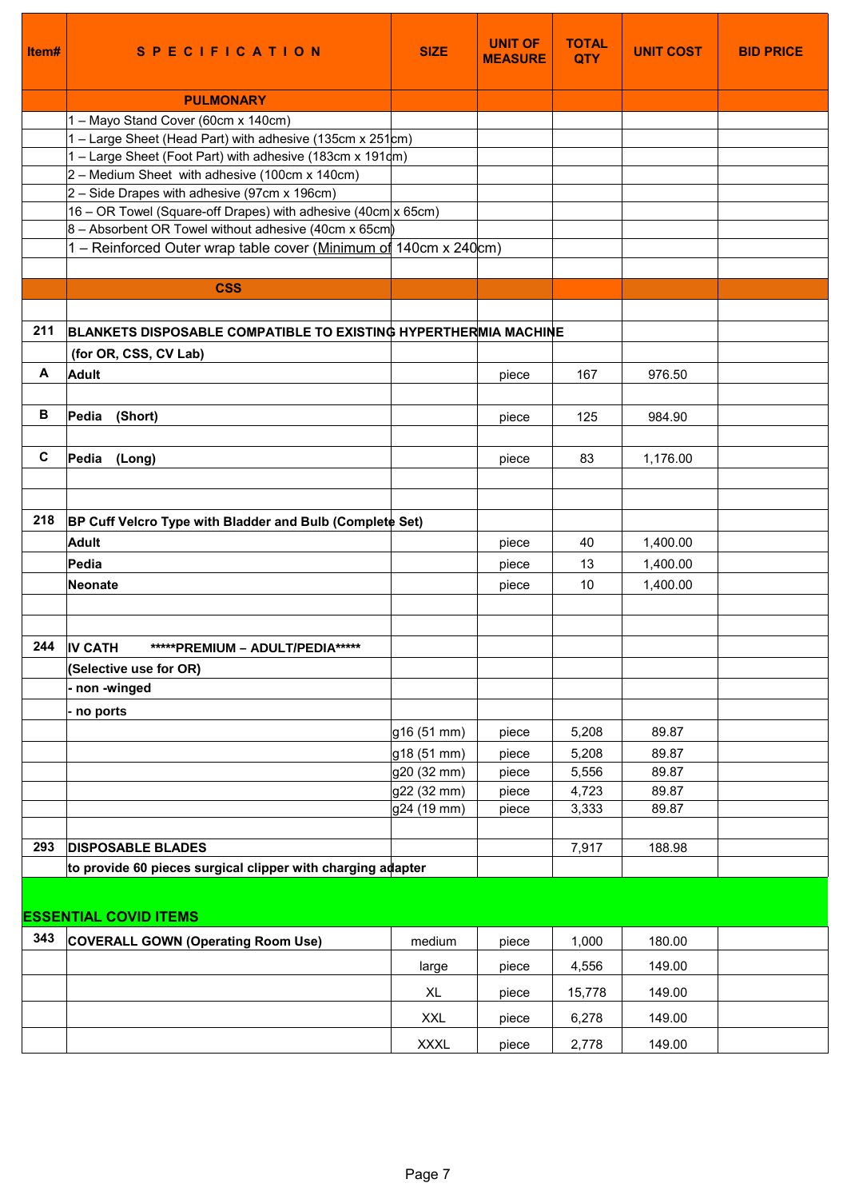| Item# | S P E C I F I C A T I O N | SIZE | UNIT OF MEASURE | TOTAL QTY | UNIT COST | BID PRICE |
|---|---|---|---|---|---|---|
| | **PULMONARY** | | | | | |
| | 1 – Mayo Stand Cover (60cm x 140cm) | | | | | |
| | 1 – Large Sheet (Head Part) with adhesive (135cm x 251cm) | | | | | |
| | 1 – Large Sheet (Foot Part) with adhesive (183cm x 191cm) | | | | | |
| | 2 – Medium Sheet with adhesive (100cm x 140cm) | | | | | |
| | 2 – Side Drapes with adhesive (97cm x 196cm) | | | | | |
| | 16 – OR Towel (Square-off Drapes) with adhesive (40cm x 65cm) | | | | | |
| | 8 – Absorbent OR Towel without adhesive (40cm x 65cm) | | | | | |
| | 1 – Reinforced Outer wrap table cover (Minimum of 140cm x 240cm) | | | | | |
| | | | | | | |
| | **CSS** | | | | | |
| | | | | | | |
| **211** | **BLANKETS DISPOSABLE COMPATIBLE TO EXISTING HYPERTHERMIA MACHINE** | | | | | |
| | **(for OR, CSS, CV Lab)** | | | | | |
| **A** | **Adult** | | piece | 167 | 976.50 | |
| | | | | | | |
| **B** | **Pedia (Short)** | | piece | 125 | 984.90 | |
| | | | | | | |
| **C** | **Pedia (Long)** | | piece | 83 | 1,176.00 | |
| | | | | | | |
| | | | | | | |
| **218** | **BP Cuff Velcro Type with Bladder and Bulb (Complete Set)** | | | | | |
| | **Adult** | | piece | 40 | 1,400.00 | |
| | **Pedia** | | piece | 13 | 1,400.00 | |
| | **Neonate** | | piece | 10 | 1,400.00 | |
| | | | | | | |
| | | | | | | |
| **244** | **IV CATH *****PREMIUM – ADULT/PEDIA***** | | | | | |
| | **(Selective use for OR)** | | | | | |
| | **- non -winged** | | | | | |
| | **- no ports** | | | | | |
| | | g16 (51 mm) | piece | 5,208 | 89.87 | |
| | | g18 (51 mm) | piece | 5,208 | 89.87 | |
| | | g20 (32 mm) | piece | 5,556 | 89.87 | |
| | | g22 (32 mm) | piece | 4,723 | 89.87 | |
| | | g24 (19 mm) | piece | 3,333 | 89.87 | |
| | | | | | | |
| **293** | **DISPOSABLE BLADES** | | | 7,917 | 188.98 | |
| | **to provide 60 pieces surgical clipper with charging adapter** | | | | | |
| **ESSENTIAL COVID ITEMS** | | | | | | |
| **343** | **COVERALL GOWN (Operating Room Use)** | medium | piece | 1,000 | 180.00 | |
| | | large | piece | 4,556 | 149.00 | |
| | | XL | piece | 15,778 | 149.00 | |
| | | XXL | piece | 6,278 | 149.00 | |
| | | XXXL | piece | 2,778 | 149.00 | |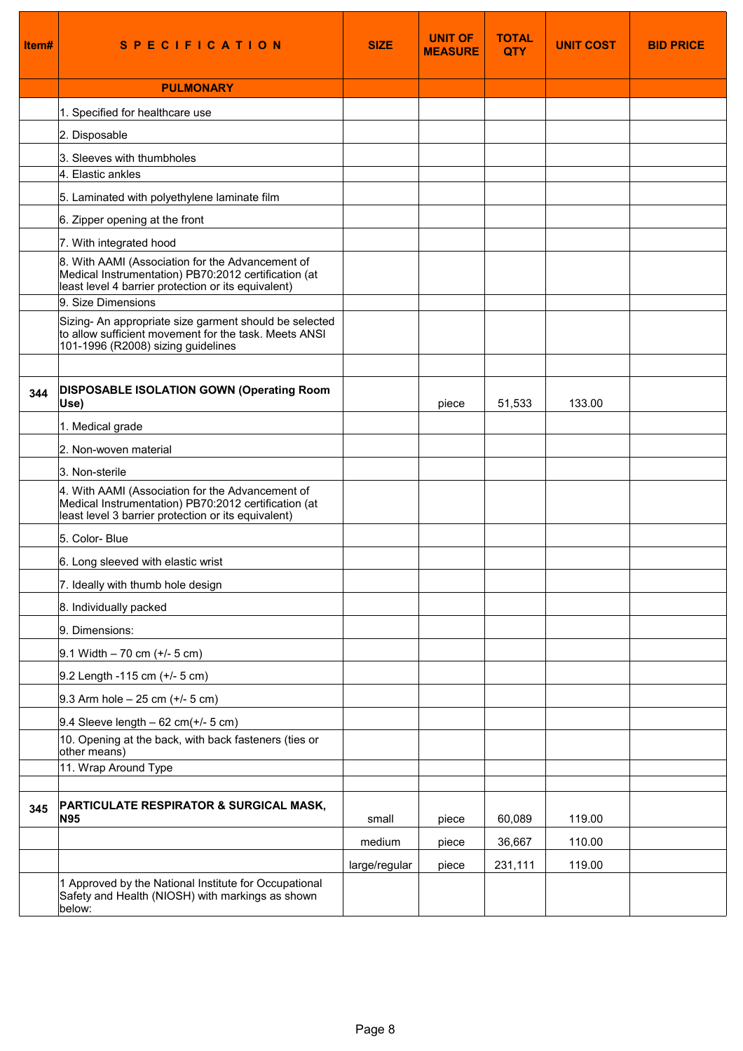| Item# | SPECIFICATION | SIZE | UNIT OF MEASURE | TOTAL QTY | UNIT COST | BID PRICE |
|---|---|---|---|---|---|---|
| | **PULMONARY** | | | | | |
| | 1. Specified for healthcare use | | | | | |
| | 2. Disposable | | | | | |
| | 3. Sleeves with thumbholes | | | | | |
| | 4. Elastic ankles | | | | | |
| | 5. Laminated with polyethylene laminate film | | | | | |
| | 6. Zipper opening at the front | | | | | |
| | 7. With integrated hood | | | | | |
| | 8. With AAMI (Association for the Advancement of Medical Instrumentation) PB70:2012 certification (at least level 4 barrier protection or its equivalent) | | | | | |
| | 9. Size Dimensions | | | | | |
| | Sizing- An appropriate size garment should be selected to allow sufficient movement for the task. Meets ANSI 101-1996 (R2008) sizing guidelines | | | | | |
| | | | | | | |
| **344** | **DISPOSABLE ISOLATION GOWN (Operating Room Use)** | | piece | 51,533 | 133.00 | |
| | 1. Medical grade | | | | | |
| | 2. Non-woven material | | | | | |
| | 3. Non-sterile | | | | | |
| | 4. With AAMI (Association for the Advancement of Medical Instrumentation) PB70:2012 certification (at least level 3 barrier protection or its equivalent) | | | | | |
| | 5. Color- Blue | | | | | |
| | 6. Long sleeved with elastic wrist | | | | | |
| | 7. Ideally with thumb hole design | | | | | |
| | 8. Individually packed | | | | | |
| | 9. Dimensions: | | | | | |
| | 9.1 Width – 70 cm (+/- 5 cm) | | | | | |
| | 9.2 Length -115 cm (+/- 5 cm) | | | | | |
| | 9.3 Arm hole – 25 cm (+/- 5 cm) | | | | | |
| | 9.4 Sleeve length – 62 cm(+/- 5 cm) | | | | | |
| | 10. Opening at the back, with back fasteners (ties or other means) | | | | | |
| | 11. Wrap Around Type | | | | | |
| | | | | | | |
| **345** | **PARTICULATE RESPIRATOR & SURGICAL MASK, N95** | small | piece | 60,089 | 119.00 | |
| | | medium | piece | 36,667 | 110.00 | |
| | | large/regular | piece | 231,111 | 119.00 | |
| | 1 Approved by the National Institute for Occupational Safety and Health (NIOSH) with markings as shown below: | | | | | |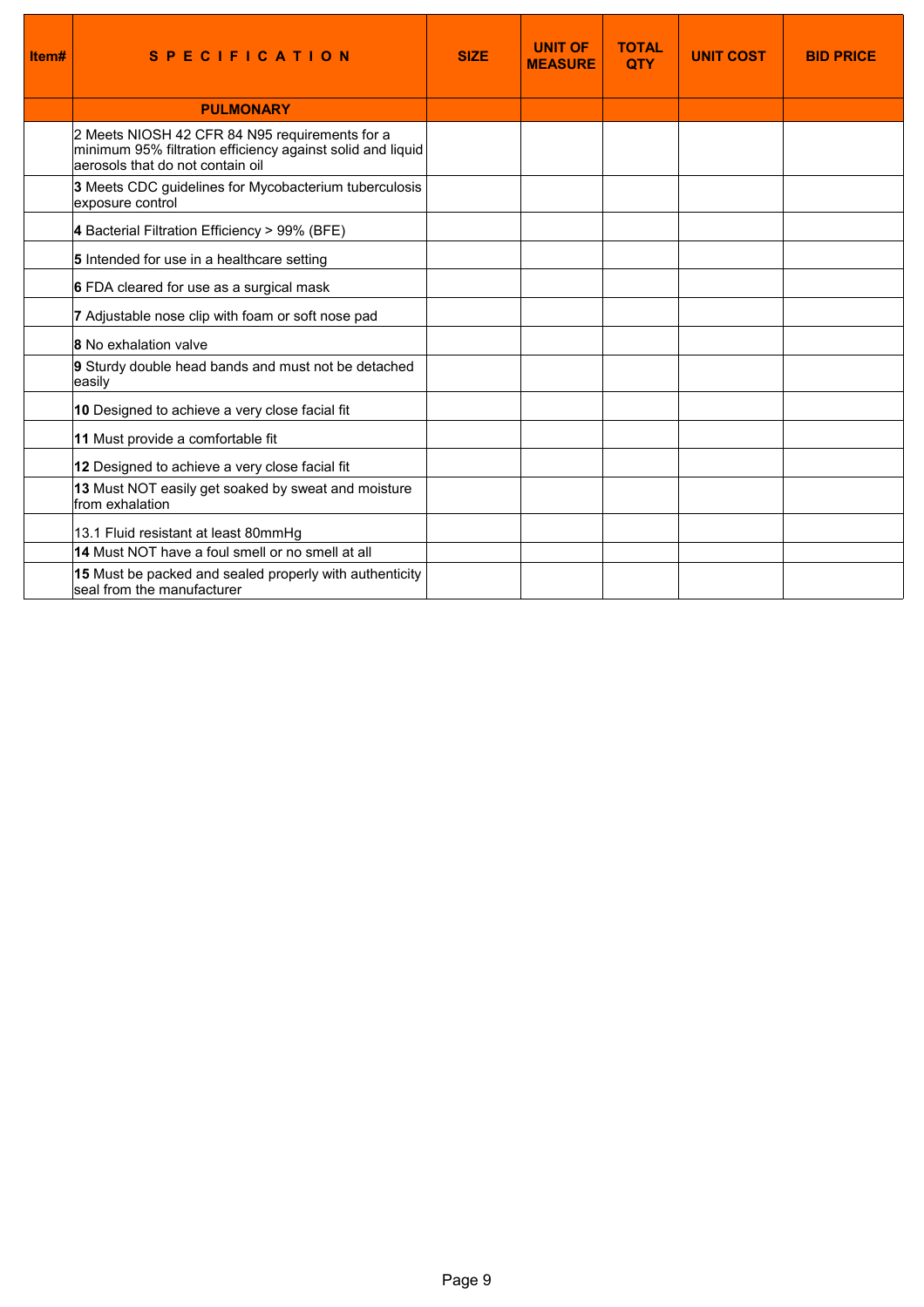| Item# | SPECIFICATION | SIZE | UNIT OF MEASURE | TOTAL QTY | UNIT COST | BID PRICE |
|---|---|---|---|---|---|---|
| | **PULMONARY** | | | | | |
| | 2 Meets NIOSH 42 CFR 84 N95 requirements for a minimum 95% filtration efficiency against solid and liquid aerosols that do not contain oil | | | | | |
| | **3** Meets CDC guidelines for Mycobacterium tuberculosis exposure control | | | | | |
| | **4** Bacterial Filtration Efficiency > 99% (BFE) | | | | | |
| | **5** Intended for use in a healthcare setting | | | | | |
| | **6** FDA cleared for use as a surgical mask | | | | | |
| | **7** Adjustable nose clip with foam or soft nose pad | | | | | |
| | **8** No exhalation valve | | | | | |
| | **9** Sturdy double head bands and must not be detached easily | | | | | |
| | **10** Designed to achieve a very close facial fit | | | | | |
| | **11** Must provide a comfortable fit | | | | | |
| | **12** Designed to achieve a very close facial fit | | | | | |
| | **13** Must NOT easily get soaked by sweat and moisture from exhalation | | | | | |
| | 13.1 Fluid resistant at least 80mmHg | | | | | |
| | **14** Must NOT have a foul smell or no smell at all | | | | | |
| | **15** Must be packed and sealed properly with authenticity seal from the manufacturer | | | | | |